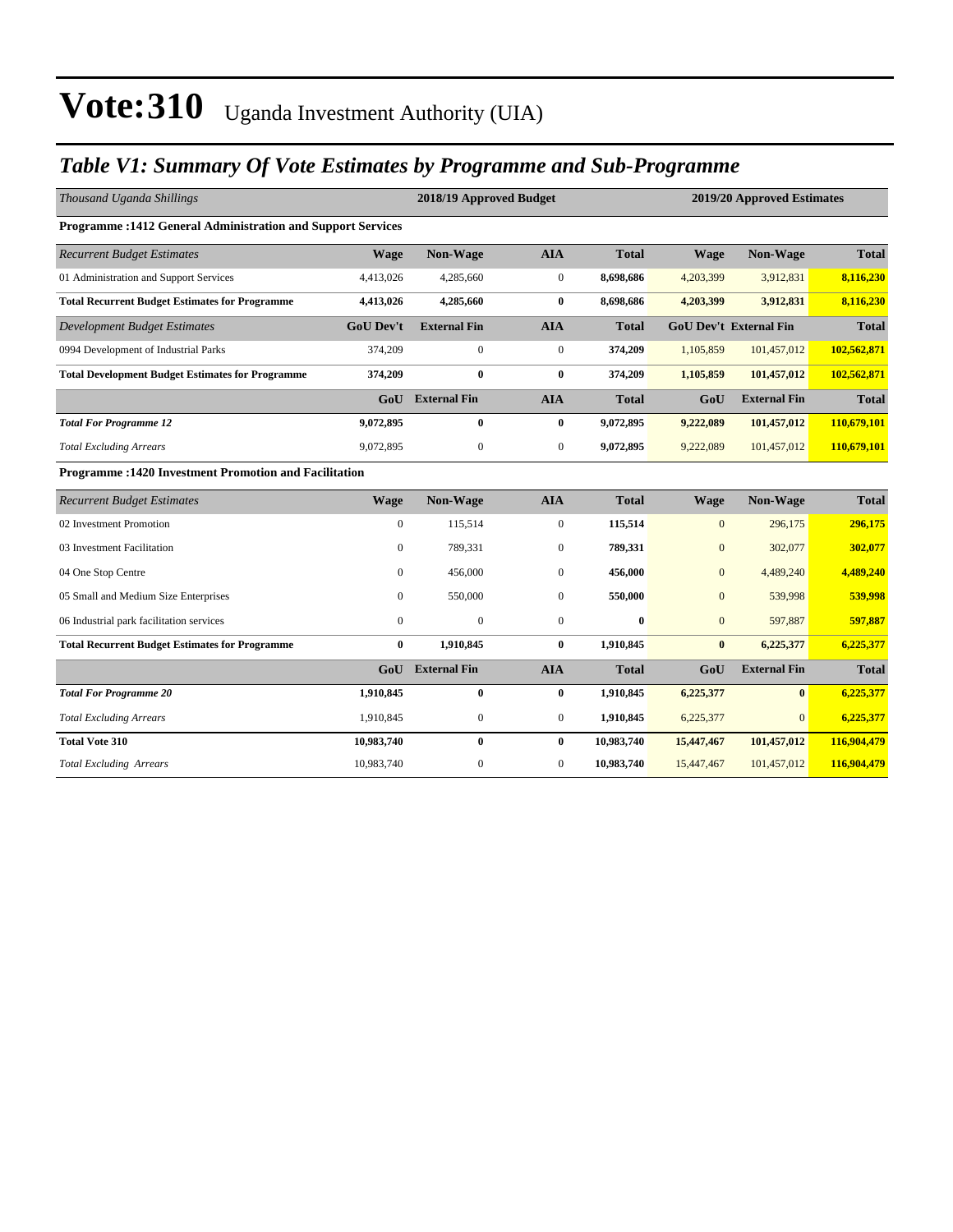# Vote:310 Uganda Investment Authority (UIA)

## *Table V1: Summary Of Vote Estimates by Programme and Sub-Programme*

| *Thousand Uganda Shillings* | 2018/19 Approved Budget | | | | 2019/20 Approved Estimates | | |
|---|---|---|---|---|---|---|---|
| **Programme :1412 General Administration and Support Services** | | | | | | | |
| *Recurrent Budget Estimates* | **Wage** | **Non-Wage** | **AIA** | **Total** | **Wage** | **Non-Wage** | **Total** |
| 01 Administration and Support Services | 4,413,026 | 4,285,660 | 0 | **8,698,686** | 4,203,399 | 3,912,831 | **8,116,230** |
| **Total Recurrent Budget Estimates for Programme** | **4,413,026** | **4,285,660** | **0** | **8,698,686** | **4,203,399** | **3,912,831** | **8,116,230** |
| *Development Budget Estimates* | **GoU Dev't** | **External Fin** | **AIA** | **Total** | **GoU Dev't** | **External Fin** | **Total** |
| 0994 Development of Industrial Parks | 374,209 | 0 | 0 | **374,209** | 1,105,859 | 101,457,012 | **102,562,871** |
| **Total Development Budget Estimates for Programme** | **374,209** | **0** | **0** | **374,209** | **1,105,859** | **101,457,012** | **102,562,871** |
| | **GoU** | **External Fin** | **AIA** | **Total** | **GoU** | **External Fin** | **Total** |
| ***Total For Programme 12*** | **9,072,895** | **0** | **0** | **9,072,895** | **9,222,089** | **101,457,012** | **110,679,101** |
| *Total Excluding Arrears* | 9,072,895 | 0 | 0 | **9,072,895** | 9,222,089 | 101,457,012 | **110,679,101** |
| **Programme :1420 Investment Promotion and Facilitation** | | | | | | | |
| *Recurrent Budget Estimates* | **Wage** | **Non-Wage** | **AIA** | **Total** | **Wage** | **Non-Wage** | **Total** |
| 02 Investment Promotion | 0 | 115,514 | 0 | **115,514** | 0 | 296,175 | **296,175** |
| 03 Investment Facilitation | 0 | 789,331 | 0 | **789,331** | 0 | 302,077 | **302,077** |
| 04 One Stop Centre | 0 | 456,000 | 0 | **456,000** | 0 | 4,489,240 | **4,489,240** |
| 05 Small and Medium Size Enterprises | 0 | 550,000 | 0 | **550,000** | 0 | 539,998 | **539,998** |
| 06 Industrial park facilitation services | 0 | 0 | 0 | **0** | 0 | 597,887 | **597,887** |
| **Total Recurrent Budget Estimates for Programme** | **0** | **1,910,845** | **0** | **1,910,845** | **0** | **6,225,377** | **6,225,377** |
| | **GoU** | **External Fin** | **AIA** | **Total** | **GoU** | **External Fin** | **Total** |
| ***Total For Programme 20*** | **1,910,845** | **0** | **0** | **1,910,845** | **6,225,377** | **0** | **6,225,377** |
| *Total Excluding Arrears* | 1,910,845 | 0 | 0 | **1,910,845** | 6,225,377 | 0 | **6,225,377** |
| **Total Vote 310** | **10,983,740** | **0** | **0** | **10,983,740** | **15,447,467** | **101,457,012** | **116,904,479** |
| *Total Excluding Arrears* | 10,983,740 | 0 | 0 | **10,983,740** | 15,447,467 | 101,457,012 | **116,904,479** |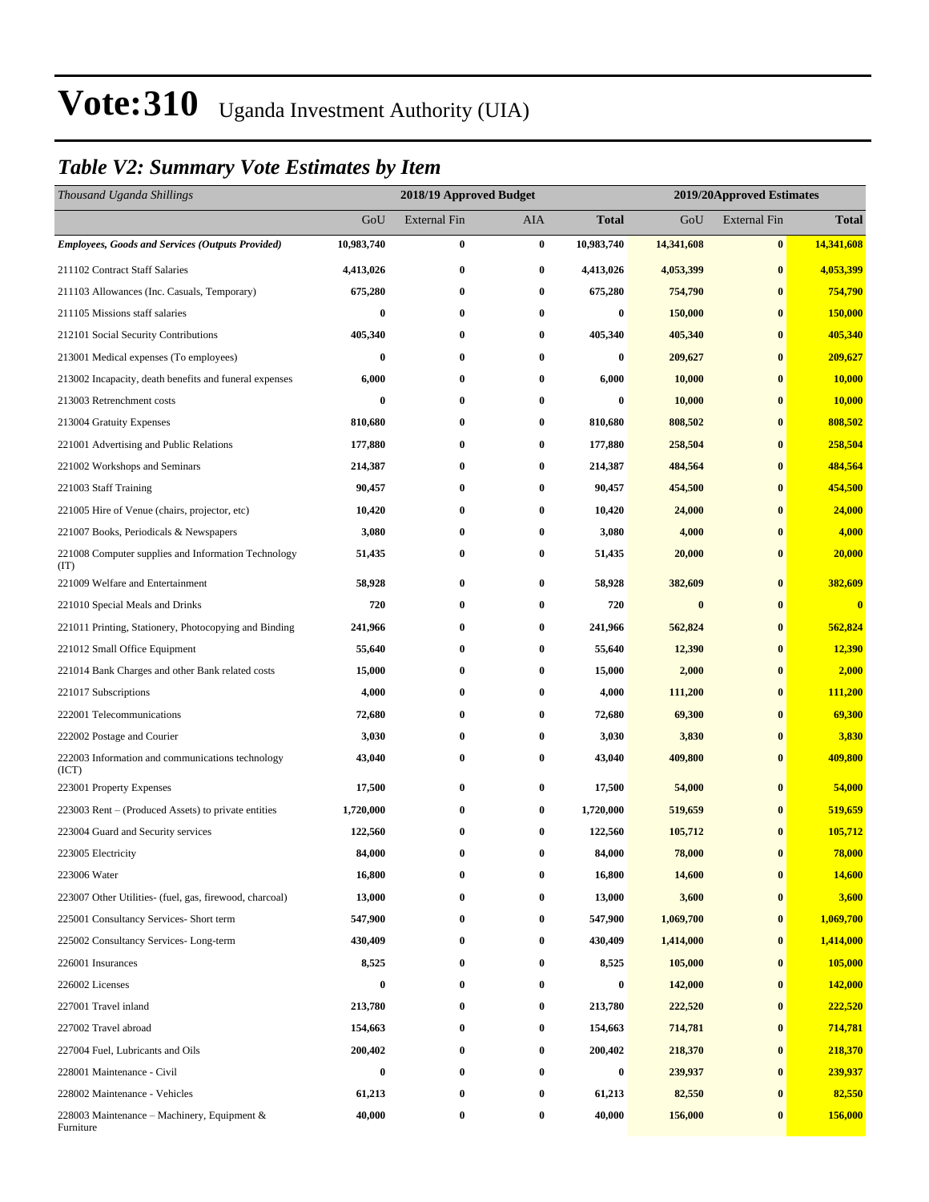# Vote:310 Uganda Investment Authority (UIA)

## *Table V2: Summary Vote Estimates by Item*

| *Thousand Uganda Shillings* | 2018/19 Approved Budget | | | | 2019/20Approved Estimates | | |
|---|---|---|---|---|---|---|---|
| | GoU | External Fin | AIA | **Total** | GoU | External Fin | **Total** |
| ***Employees, Goods and Services (Outputs Provided)*** | **10,983,740** | **0** | **0** | **10,983,740** | **14,341,608** | **0** | **14,341,608** |
| 211102 Contract Staff Salaries | **4,413,026** | **0** | **0** | **4,413,026** | **4,053,399** | **0** | **4,053,399** |
| 211103 Allowances (Inc. Casuals, Temporary) | **675,280** | **0** | **0** | **675,280** | **754,790** | **0** | **754,790** |
| 211105 Missions staff salaries | **0** | **0** | **0** | **0** | **150,000** | **0** | **150,000** |
| 212101 Social Security Contributions | **405,340** | **0** | **0** | **405,340** | **405,340** | **0** | **405,340** |
| 213001 Medical expenses (To employees) | **0** | **0** | **0** | **0** | **209,627** | **0** | **209,627** |
| 213002 Incapacity, death benefits and funeral expenses | **6,000** | **0** | **0** | **6,000** | **10,000** | **0** | **10,000** |
| 213003 Retrenchment costs | **0** | **0** | **0** | **0** | **10,000** | **0** | **10,000** |
| 213004 Gratuity Expenses | **810,680** | **0** | **0** | **810,680** | **808,502** | **0** | **808,502** |
| 221001 Advertising and Public Relations | **177,880** | **0** | **0** | **177,880** | **258,504** | **0** | **258,504** |
| 221002 Workshops and Seminars | **214,387** | **0** | **0** | **214,387** | **484,564** | **0** | **484,564** |
| 221003 Staff Training | **90,457** | **0** | **0** | **90,457** | **454,500** | **0** | **454,500** |
| 221005 Hire of Venue (chairs, projector, etc) | **10,420** | **0** | **0** | **10,420** | **24,000** | **0** | **24,000** |
| 221007 Books, Periodicals & Newspapers | **3,080** | **0** | **0** | **3,080** | **4,000** | **0** | **4,000** |
| 221008 Computer supplies and Information Technology (IT) | **51,435** | **0** | **0** | **51,435** | **20,000** | **0** | **20,000** |
| 221009 Welfare and Entertainment | **58,928** | **0** | **0** | **58,928** | **382,609** | **0** | **382,609** |
| 221010 Special Meals and Drinks | **720** | **0** | **0** | **720** | **0** | **0** | **0** |
| 221011 Printing, Stationery, Photocopying and Binding | **241,966** | **0** | **0** | **241,966** | **562,824** | **0** | **562,824** |
| 221012 Small Office Equipment | **55,640** | **0** | **0** | **55,640** | **12,390** | **0** | **12,390** |
| 221014 Bank Charges and other Bank related costs | **15,000** | **0** | **0** | **15,000** | **2,000** | **0** | **2,000** |
| 221017 Subscriptions | **4,000** | **0** | **0** | **4,000** | **111,200** | **0** | **111,200** |
| 222001 Telecommunications | **72,680** | **0** | **0** | **72,680** | **69,300** | **0** | **69,300** |
| 222002 Postage and Courier | **3,030** | **0** | **0** | **3,030** | **3,830** | **0** | **3,830** |
| 222003 Information and communications technology (ICT) | **43,040** | **0** | **0** | **43,040** | **409,800** | **0** | **409,800** |
| 223001 Property Expenses | **17,500** | **0** | **0** | **17,500** | **54,000** | **0** | **54,000** |
| 223003 Rent – (Produced Assets) to private entities | **1,720,000** | **0** | **0** | **1,720,000** | **519,659** | **0** | **519,659** |
| 223004 Guard and Security services | **122,560** | **0** | **0** | **122,560** | **105,712** | **0** | **105,712** |
| 223005 Electricity | **84,000** | **0** | **0** | **84,000** | **78,000** | **0** | **78,000** |
| 223006 Water | **16,800** | **0** | **0** | **16,800** | **14,600** | **0** | **14,600** |
| 223007 Other Utilities- (fuel, gas, firewood, charcoal) | **13,000** | **0** | **0** | **13,000** | **3,600** | **0** | **3,600** |
| 225001 Consultancy Services- Short term | **547,900** | **0** | **0** | **547,900** | **1,069,700** | **0** | **1,069,700** |
| 225002 Consultancy Services- Long-term | **430,409** | **0** | **0** | **430,409** | **1,414,000** | **0** | **1,414,000** |
| 226001 Insurances | **8,525** | **0** | **0** | **8,525** | **105,000** | **0** | **105,000** |
| 226002 Licenses | **0** | **0** | **0** | **0** | **142,000** | **0** | **142,000** |
| 227001 Travel inland | **213,780** | **0** | **0** | **213,780** | **222,520** | **0** | **222,520** |
| 227002 Travel abroad | **154,663** | **0** | **0** | **154,663** | **714,781** | **0** | **714,781** |
| 227004 Fuel, Lubricants and Oils | **200,402** | **0** | **0** | **200,402** | **218,370** | **0** | **218,370** |
| 228001 Maintenance - Civil | **0** | **0** | **0** | **0** | **239,937** | **0** | **239,937** |
| 228002 Maintenance - Vehicles | **61,213** | **0** | **0** | **61,213** | **82,550** | **0** | **82,550** |
| 228003 Maintenance – Machinery, Equipment & Furniture | **40,000** | **0** | **0** | **40,000** | **156,000** | **0** | **156,000** |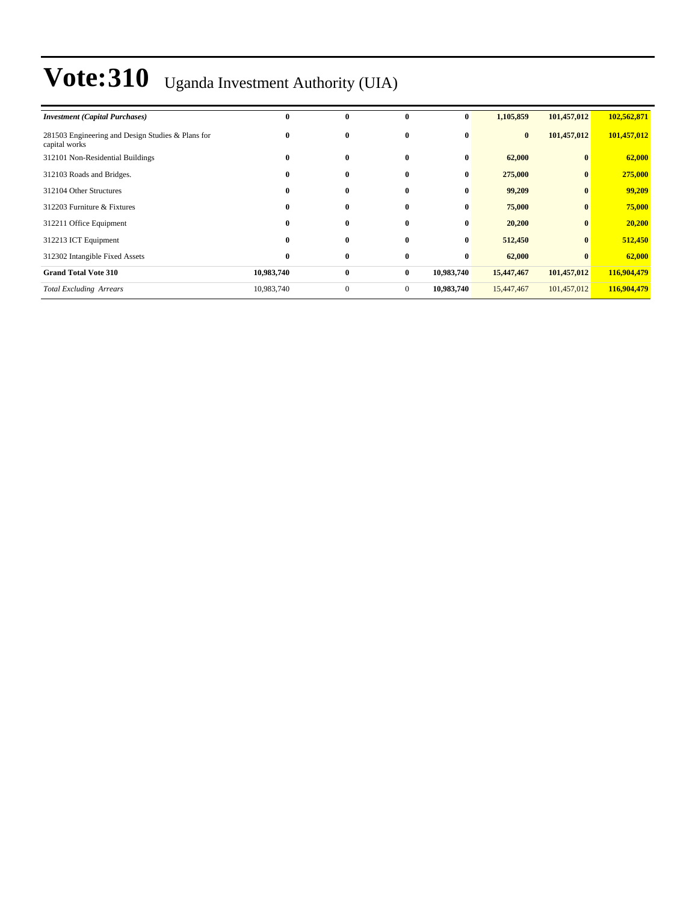# Vote:310 Uganda Investment Authority (UIA)

| | | | | | | | |
|---|---|---|---|---|---|---|---|
| ***Investment (Capital Purchases)*** | **0** | **0** | **0** | **0** | **1,105,859** | **101,457,012** | **102,562,871** |
| 281503 Engineering and Design Studies & Plans for capital works | **0** | **0** | **0** | **0** | **0** | **101,457,012** | **101,457,012** |
| 312101 Non-Residential Buildings | **0** | **0** | **0** | **0** | **62,000** | **0** | **62,000** |
| 312103 Roads and Bridges. | **0** | **0** | **0** | **0** | **275,000** | **0** | **275,000** |
| 312104 Other Structures | **0** | **0** | **0** | **0** | **99,209** | **0** | **99,209** |
| 312203 Furniture & Fixtures | **0** | **0** | **0** | **0** | **75,000** | **0** | **75,000** |
| 312211 Office Equipment | **0** | **0** | **0** | **0** | **20,200** | **0** | **20,200** |
| 312213 ICT Equipment | **0** | **0** | **0** | **0** | **512,450** | **0** | **512,450** |
| 312302 Intangible Fixed Assets | **0** | **0** | **0** | **0** | **62,000** | **0** | **62,000** |
| **Grand Total Vote 310** | **10,983,740** | **0** | **0** | **10,983,740** | **15,447,467** | **101,457,012** | **116,904,479** |
| *Total Excluding Arrears* | 10,983,740 | 0 | 0 | **10,983,740** | 15,447,467 | 101,457,012 | **116,904,479** |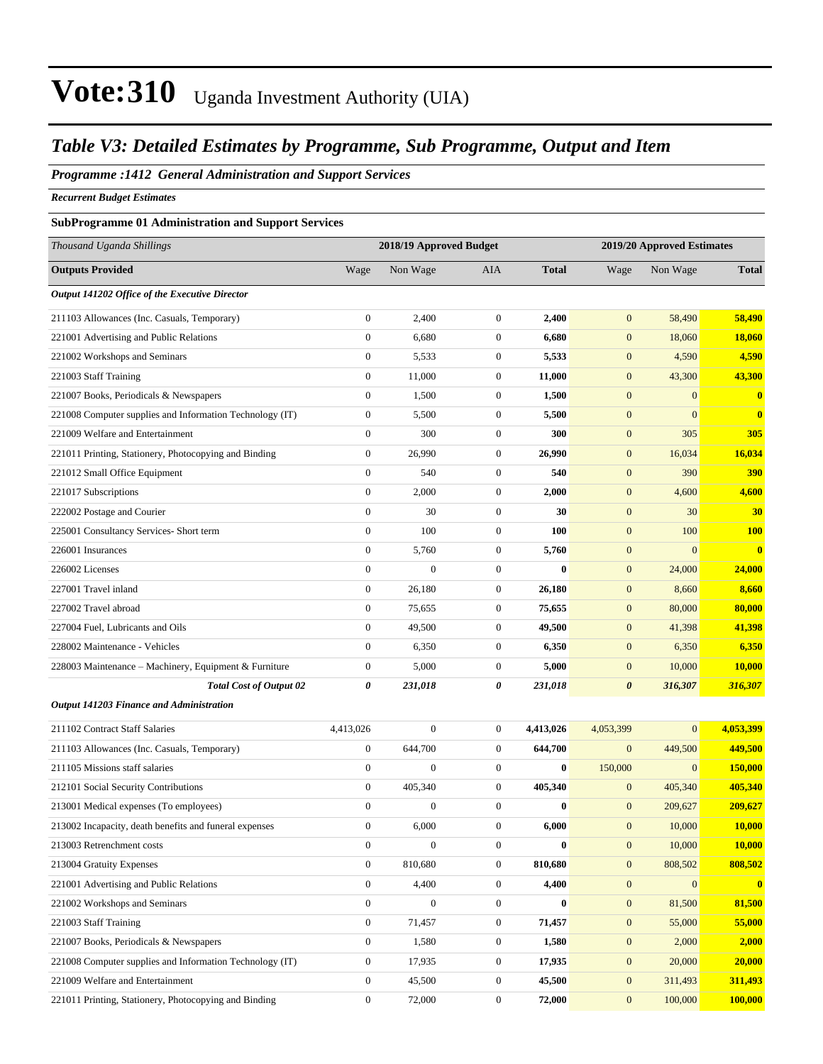# Vote:310 Uganda Investment Authority (UIA)

## *Table V3: Detailed Estimates by Programme, Sub Programme, Output and Item*

### *Programme :1412 General Administration and Support Services*

*Recurrent Budget Estimates*

**SubProgramme 01 Administration and Support Services**

| *Thousand Uganda Shillings* | 2018/19 Approved Budget | | | | 2019/20 Approved Estimates | | |
|---|---|---|---|---|---|---|---|
| **Outputs Provided** | Wage | Non Wage | AIA | **Total** | Wage | Non Wage | **Total** |
| ***Output 141202 Office of the Executive Director*** | | | | | | | |
| 211103 Allowances (Inc. Casuals, Temporary) | 0 | 2,400 | 0 | **2,400** | 0 | 58,490 | **58,490** |
| 221001 Advertising and Public Relations | 0 | 6,680 | 0 | **6,680** | 0 | 18,060 | **18,060** |
| 221002 Workshops and Seminars | 0 | 5,533 | 0 | **5,533** | 0 | 4,590 | **4,590** |
| 221003 Staff Training | 0 | 11,000 | 0 | **11,000** | 0 | 43,300 | **43,300** |
| 221007 Books, Periodicals & Newspapers | 0 | 1,500 | 0 | **1,500** | 0 | 0 | **0** |
| 221008 Computer supplies and Information Technology (IT) | 0 | 5,500 | 0 | **5,500** | 0 | 0 | **0** |
| 221009 Welfare and Entertainment | 0 | 300 | 0 | **300** | 0 | 305 | **305** |
| 221011 Printing, Stationery, Photocopying and Binding | 0 | 26,990 | 0 | **26,990** | 0 | 16,034 | **16,034** |
| 221012 Small Office Equipment | 0 | 540 | 0 | **540** | 0 | 390 | **390** |
| 221017 Subscriptions | 0 | 2,000 | 0 | **2,000** | 0 | 4,600 | **4,600** |
| 222002 Postage and Courier | 0 | 30 | 0 | **30** | 0 | 30 | **30** |
| 225001 Consultancy Services- Short term | 0 | 100 | 0 | **100** | 0 | 100 | **100** |
| 226001 Insurances | 0 | 5,760 | 0 | **5,760** | 0 | 0 | **0** |
| 226002 Licenses | 0 | 0 | 0 | **0** | 0 | 24,000 | **24,000** |
| 227001 Travel inland | 0 | 26,180 | 0 | **26,180** | 0 | 8,660 | **8,660** |
| 227002 Travel abroad | 0 | 75,655 | 0 | **75,655** | 0 | 80,000 | **80,000** |
| 227004 Fuel, Lubricants and Oils | 0 | 49,500 | 0 | **49,500** | 0 | 41,398 | **41,398** |
| 228002 Maintenance - Vehicles | 0 | 6,350 | 0 | **6,350** | 0 | 6,350 | **6,350** |
| 228003 Maintenance – Machinery, Equipment & Furniture | 0 | 5,000 | 0 | **5,000** | 0 | 10,000 | **10,000** |
| ***Total Cost of Output 02*** | ***0*** | ***231,018*** | ***0*** | ***231,018*** | ***0*** | ***316,307*** | ***316,307*** |
| ***Output 141203 Finance and Administration*** | | | | | | | |
| 211102 Contract Staff Salaries | 4,413,026 | 0 | 0 | **4,413,026** | 4,053,399 | 0 | **4,053,399** |
| 211103 Allowances (Inc. Casuals, Temporary) | 0 | 644,700 | 0 | **644,700** | 0 | 449,500 | **449,500** |
| 211105 Missions staff salaries | 0 | 0 | 0 | **0** | 150,000 | 0 | **150,000** |
| 212101 Social Security Contributions | 0 | 405,340 | 0 | **405,340** | 0 | 405,340 | **405,340** |
| 213001 Medical expenses (To employees) | 0 | 0 | 0 | **0** | 0 | 209,627 | **209,627** |
| 213002 Incapacity, death benefits and funeral expenses | 0 | 6,000 | 0 | **6,000** | 0 | 10,000 | **10,000** |
| 213003 Retrenchment costs | 0 | 0 | 0 | **0** | 0 | 10,000 | **10,000** |
| 213004 Gratuity Expenses | 0 | 810,680 | 0 | **810,680** | 0 | 808,502 | **808,502** |
| 221001 Advertising and Public Relations | 0 | 4,400 | 0 | **4,400** | 0 | 0 | **0** |
| 221002 Workshops and Seminars | 0 | 0 | 0 | **0** | 0 | 81,500 | **81,500** |
| 221003 Staff Training | 0 | 71,457 | 0 | **71,457** | 0 | 55,000 | **55,000** |
| 221007 Books, Periodicals & Newspapers | 0 | 1,580 | 0 | **1,580** | 0 | 2,000 | **2,000** |
| 221008 Computer supplies and Information Technology (IT) | 0 | 17,935 | 0 | **17,935** | 0 | 20,000 | **20,000** |
| 221009 Welfare and Entertainment | 0 | 45,500 | 0 | **45,500** | 0 | 311,493 | **311,493** |
| 221011 Printing, Stationery, Photocopying and Binding | 0 | 72,000 | 0 | **72,000** | 0 | 100,000 | **100,000** |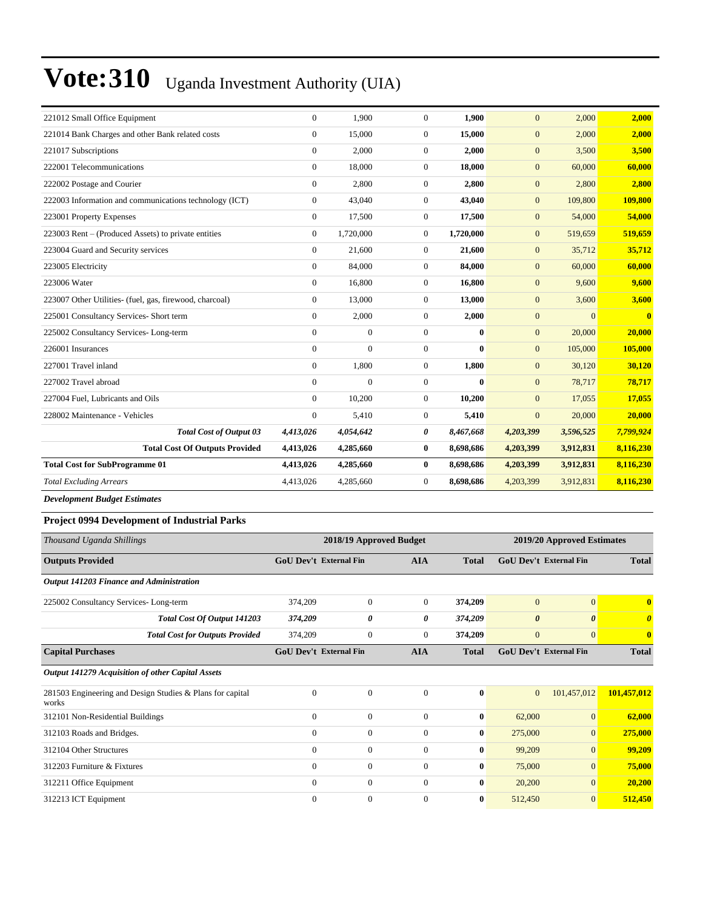# Vote:310 Uganda Investment Authority (UIA)

| | | | | | | | |
|---|---|---|---|---|---|---|---|
| 221012 Small Office Equipment | 0 | 1,900 | 0 | **1,900** | 0 | 2,000 | **2,000** |
| 221014 Bank Charges and other Bank related costs | 0 | 15,000 | 0 | **15,000** | 0 | 2,000 | **2,000** |
| 221017 Subscriptions | 0 | 2,000 | 0 | **2,000** | 0 | 3,500 | **3,500** |
| 222001 Telecommunications | 0 | 18,000 | 0 | **18,000** | 0 | 60,000 | **60,000** |
| 222002 Postage and Courier | 0 | 2,800 | 0 | **2,800** | 0 | 2,800 | **2,800** |
| 222003 Information and communications technology (ICT) | 0 | 43,040 | 0 | **43,040** | 0 | 109,800 | **109,800** |
| 223001 Property Expenses | 0 | 17,500 | 0 | **17,500** | 0 | 54,000 | **54,000** |
| 223003 Rent – (Produced Assets) to private entities | 0 | 1,720,000 | 0 | **1,720,000** | 0 | 519,659 | **519,659** |
| 223004 Guard and Security services | 0 | 21,600 | 0 | **21,600** | 0 | 35,712 | **35,712** |
| 223005 Electricity | 0 | 84,000 | 0 | **84,000** | 0 | 60,000 | **60,000** |
| 223006 Water | 0 | 16,800 | 0 | **16,800** | 0 | 9,600 | **9,600** |
| 223007 Other Utilities- (fuel, gas, firewood, charcoal) | 0 | 13,000 | 0 | **13,000** | 0 | 3,600 | **3,600** |
| 225001 Consultancy Services- Short term | 0 | 2,000 | 0 | **2,000** | 0 | 0 | **0** |
| 225002 Consultancy Services- Long-term | 0 | 0 | 0 | **0** | 0 | 20,000 | **20,000** |
| 226001 Insurances | 0 | 0 | 0 | **0** | 0 | 105,000 | **105,000** |
| 227001 Travel inland | 0 | 1,800 | 0 | **1,800** | 0 | 30,120 | **30,120** |
| 227002 Travel abroad | 0 | 0 | 0 | **0** | 0 | 78,717 | **78,717** |
| 227004 Fuel, Lubricants and Oils | 0 | 10,200 | 0 | **10,200** | 0 | 17,055 | **17,055** |
| 228002 Maintenance - Vehicles | 0 | 5,410 | 0 | **5,410** | 0 | 20,000 | **20,000** |
| ***Total Cost of Output 03*** | ***4,413,026*** | ***4,054,642*** | ***0*** | ***8,467,668*** | ***4,203,399*** | ***3,596,525*** | ***7,799,924*** |
| **Total Cost Of Outputs Provided** | **4,413,026** | **4,285,660** | **0** | **8,698,686** | **4,203,399** | **3,912,831** | **8,116,230** |
| **Total Cost for SubProgramme 01** | **4,413,026** | **4,285,660** | **0** | **8,698,686** | **4,203,399** | **3,912,831** | **8,116,230** |
| *Total Excluding Arrears* | 4,413,026 | 4,285,660 | 0 | **8,698,686** | 4,203,399 | 3,912,831 | **8,116,230** |

***Development Budget Estimates***

### Project 0994 Development of Industrial Parks

| *Thousand Uganda Shillings* | 2018/19 Approved Budget | | | | 2019/20 Approved Estimates | | |
|---|---|---|---|---|---|---|---|
| **Outputs Provided** | **GoU Dev't** | **External Fin** | **AIA** | **Total** | **GoU Dev't** | **External Fin** | **Total** |
| ***Output 141203 Finance and Administration*** | | | | | | | |
| 225002 Consultancy Services- Long-term | 374,209 | 0 | 0 | **374,209** | 0 | 0 | **0** |
| ***Total Cost Of Output 141203*** | ***374,209*** | ***0*** | ***0*** | ***374,209*** | ***0*** | ***0*** | ***0*** |
| ***Total Cost for Outputs Provided*** | 374,209 | 0 | 0 | 374,209 | 0 | 0 | **0** |
| **Capital Purchases** | **GoU Dev't** | **External Fin** | **AIA** | **Total** | **GoU Dev't** | **External Fin** | **Total** |
| ***Output 141279 Acquisition of other Capital Assets*** | | | | | | | |
| 281503 Engineering and Design Studies & Plans for capital works | 0 | 0 | 0 | **0** | 0 | 101,457,012 | **101,457,012** |
| 312101 Non-Residential Buildings | 0 | 0 | 0 | **0** | 62,000 | 0 | **62,000** |
| 312103 Roads and Bridges. | 0 | 0 | 0 | **0** | 275,000 | 0 | **275,000** |
| 312104 Other Structures | 0 | 0 | 0 | **0** | 99,209 | 0 | **99,209** |
| 312203 Furniture & Fixtures | 0 | 0 | 0 | **0** | 75,000 | 0 | **75,000** |
| 312211 Office Equipment | 0 | 0 | 0 | **0** | 20,200 | 0 | **20,200** |
| 312213 ICT Equipment | 0 | 0 | 0 | **0** | 512,450 | 0 | **512,450** |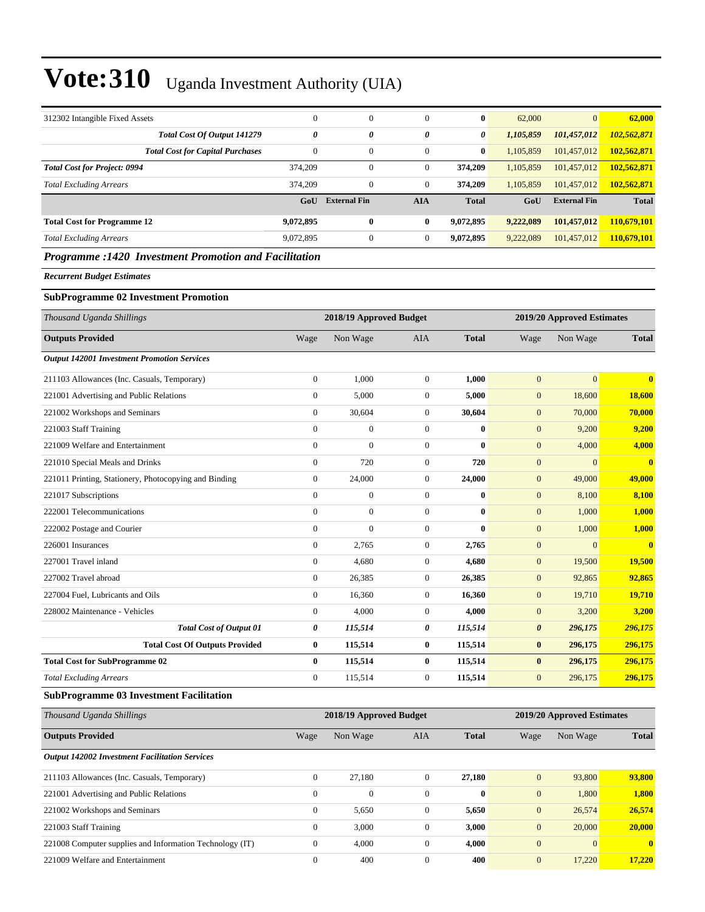# Vote:310 Uganda Investment Authority (UIA)

| | | | | | | | |
|---|---|---|---|---|---|---|---|
| 312302 Intangible Fixed Assets | 0 | 0 | 0 | **0** | 62,000 | 0 | **62,000** |
| ***Total Cost Of Output 141279*** | ***0*** | ***0*** | ***0*** | ***0*** | ***1,105,859*** | ***101,457,012*** | ***102,562,871*** |
| **Total Cost for Capital Purchases** | 0 | 0 | 0 | **0** | 1,105,859 | 101,457,012 | **102,562,871** |
| ***Total Cost for Project: 0994*** | 374,209 | 0 | 0 | **374,209** | 1,105,859 | 101,457,012 | **102,562,871** |
| *Total Excluding Arrears* | 374,209 | 0 | 0 | **374,209** | 1,105,859 | 101,457,012 | **102,562,871** |
| | **GoU** | **External Fin** | **AIA** | **Total** | **GoU** | **External Fin** | **Total** |
| **Total Cost for Programme 12** | **9,072,895** | **0** | **0** | **9,072,895** | **9,222,089** | **101,457,012** | **110,679,101** |
| *Total Excluding Arrears* | 9,072,895 | 0 | 0 | **9,072,895** | 9,222,089 | 101,457,012 | **110,679,101** |

## *Programme :1420 Investment Promotion and Facilitation*

***Recurrent Budget Estimates***

### SubProgramme 02 Investment Promotion

| *Thousand Uganda Shillings* | 2018/19 Approved Budget | | | | 2019/20 Approved Estimates | | |
|---|---|---|---|---|---|---|---|
| **Outputs Provided** | Wage | Non Wage | AIA | **Total** | Wage | Non Wage | **Total** |
| ***Output 142001 Investment Promotion Services*** | | | | | | | |
| 211103 Allowances (Inc. Casuals, Temporary) | 0 | 1,000 | 0 | **1,000** | 0 | 0 | **0** |
| 221001 Advertising and Public Relations | 0 | 5,000 | 0 | **5,000** | 0 | 18,600 | **18,600** |
| 221002 Workshops and Seminars | 0 | 30,604 | 0 | **30,604** | 0 | 70,000 | **70,000** |
| 221003 Staff Training | 0 | 0 | 0 | **0** | 0 | 9,200 | **9,200** |
| 221009 Welfare and Entertainment | 0 | 0 | 0 | **0** | 0 | 4,000 | **4,000** |
| 221010 Special Meals and Drinks | 0 | 720 | 0 | **720** | 0 | 0 | **0** |
| 221011 Printing, Stationery, Photocopying and Binding | 0 | 24,000 | 0 | **24,000** | 0 | 49,000 | **49,000** |
| 221017 Subscriptions | 0 | 0 | 0 | **0** | 0 | 8,100 | **8,100** |
| 222001 Telecommunications | 0 | 0 | 0 | **0** | 0 | 1,000 | **1,000** |
| 222002 Postage and Courier | 0 | 0 | 0 | **0** | 0 | 1,000 | **1,000** |
| 226001 Insurances | 0 | 2,765 | 0 | **2,765** | 0 | 0 | **0** |
| 227001 Travel inland | 0 | 4,680 | 0 | **4,680** | 0 | 19,500 | **19,500** |
| 227002 Travel abroad | 0 | 26,385 | 0 | **26,385** | 0 | 92,865 | **92,865** |
| 227004 Fuel, Lubricants and Oils | 0 | 16,360 | 0 | **16,360** | 0 | 19,710 | **19,710** |
| 228002 Maintenance - Vehicles | 0 | 4,000 | 0 | **4,000** | 0 | 3,200 | **3,200** |
| ***Total Cost of Output 01*** | ***0*** | ***115,514*** | ***0*** | ***115,514*** | ***0*** | ***296,175*** | ***296,175*** |
| **Total Cost Of Outputs Provided** | **0** | **115,514** | **0** | **115,514** | **0** | **296,175** | **296,175** |
| **Total Cost for SubProgramme 02** | **0** | **115,514** | **0** | **115,514** | **0** | **296,175** | **296,175** |
| *Total Excluding Arrears* | 0 | 115,514 | 0 | **115,514** | 0 | 296,175 | **296,175** |

### SubProgramme 03 Investment Facilitation

| *Thousand Uganda Shillings* | 2018/19 Approved Budget | | | | 2019/20 Approved Estimates | | |
|---|---|---|---|---|---|---|---|
| **Outputs Provided** | Wage | Non Wage | AIA | **Total** | Wage | Non Wage | **Total** |
| ***Output 142002 Investment Facilitation Services*** | | | | | | | |
| 211103 Allowances (Inc. Casuals, Temporary) | 0 | 27,180 | 0 | **27,180** | 0 | 93,800 | **93,800** |
| 221001 Advertising and Public Relations | 0 | 0 | 0 | **0** | 0 | 1,800 | **1,800** |
| 221002 Workshops and Seminars | 0 | 5,650 | 0 | **5,650** | 0 | 26,574 | **26,574** |
| 221003 Staff Training | 0 | 3,000 | 0 | **3,000** | 0 | 20,000 | **20,000** |
| 221008 Computer supplies and Information Technology (IT) | 0 | 4,000 | 0 | **4,000** | 0 | 0 | **0** |
| 221009 Welfare and Entertainment | 0 | 400 | 0 | **400** | 0 | 17,220 | **17,220** |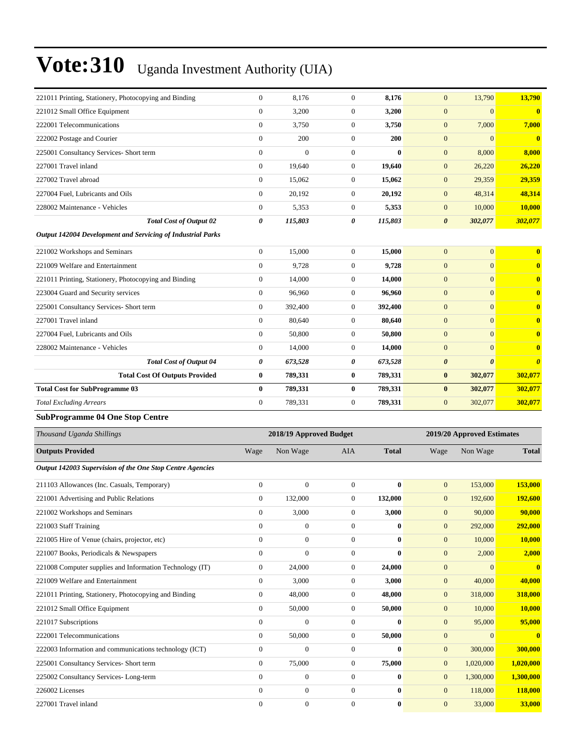# Vote:310 Uganda Investment Authority (UIA)

| | | | | | | | |
|---|---|---|---|---|---|---|---|
| 221011 Printing, Stationery, Photocopying and Binding | 0 | 8,176 | 0 | **8,176** | 0 | 13,790 | **13,790** |
| 221012 Small Office Equipment | 0 | 3,200 | 0 | **3,200** | 0 | 0 | **0** |
| 222001 Telecommunications | 0 | 3,750 | 0 | **3,750** | 0 | 7,000 | **7,000** |
| 222002 Postage and Courier | 0 | 200 | 0 | **200** | 0 | 0 | **0** |
| 225001 Consultancy Services- Short term | 0 | 0 | 0 | **0** | 0 | 8,000 | **8,000** |
| 227001 Travel inland | 0 | 19,640 | 0 | **19,640** | 0 | 26,220 | **26,220** |
| 227002 Travel abroad | 0 | 15,062 | 0 | **15,062** | 0 | 29,359 | **29,359** |
| 227004 Fuel, Lubricants and Oils | 0 | 20,192 | 0 | **20,192** | 0 | 48,314 | **48,314** |
| 228002 Maintenance - Vehicles | 0 | 5,353 | 0 | **5,353** | 0 | 10,000 | **10,000** |
| ***Total Cost of Output 02*** | ***0*** | ***115,803*** | ***0*** | ***115,803*** | ***0*** | ***302,077*** | ***302,077*** |
| ***Output 142004 Development and Servicing of Industrial Parks*** | | | | | | | |
| 221002 Workshops and Seminars | 0 | 15,000 | 0 | **15,000** | 0 | 0 | **0** |
| 221009 Welfare and Entertainment | 0 | 9,728 | 0 | **9,728** | 0 | 0 | **0** |
| 221011 Printing, Stationery, Photocopying and Binding | 0 | 14,000 | 0 | **14,000** | 0 | 0 | **0** |
| 223004 Guard and Security services | 0 | 96,960 | 0 | **96,960** | 0 | 0 | **0** |
| 225001 Consultancy Services- Short term | 0 | 392,400 | 0 | **392,400** | 0 | 0 | **0** |
| 227001 Travel inland | 0 | 80,640 | 0 | **80,640** | 0 | 0 | **0** |
| 227004 Fuel, Lubricants and Oils | 0 | 50,800 | 0 | **50,800** | 0 | 0 | **0** |
| 228002 Maintenance - Vehicles | 0 | 14,000 | 0 | **14,000** | 0 | 0 | **0** |
| ***Total Cost of Output 04*** | ***0*** | ***673,528*** | ***0*** | ***673,528*** | ***0*** | ***0*** | ***0*** |
| **Total Cost Of Outputs Provided** | **0** | **789,331** | **0** | **789,331** | **0** | **302,077** | **302,077** |
| **Total Cost for SubProgramme 03** | **0** | **789,331** | **0** | **789,331** | **0** | **302,077** | **302,077** |
| *Total Excluding Arrears* | 0 | 789,331 | 0 | **789,331** | 0 | 302,077 | **302,077** |

### SubProgramme 04 One Stop Centre

| *Thousand Uganda Shillings* | 2018/19 Approved Budget | | | | 2019/20 Approved Estimates | | |
|---|---|---|---|---|---|---|---|
| **Outputs Provided** | Wage | Non Wage | AIA | **Total** | Wage | Non Wage | **Total** |
| ***Output 142003 Supervision of the One Stop Centre Agencies*** | | | | | | | |
| 211103 Allowances (Inc. Casuals, Temporary) | 0 | 0 | 0 | **0** | 0 | 153,000 | **153,000** |
| 221001 Advertising and Public Relations | 0 | 132,000 | 0 | **132,000** | 0 | 192,600 | **192,600** |
| 221002 Workshops and Seminars | 0 | 3,000 | 0 | **3,000** | 0 | 90,000 | **90,000** |
| 221003 Staff Training | 0 | 0 | 0 | **0** | 0 | 292,000 | **292,000** |
| 221005 Hire of Venue (chairs, projector, etc) | 0 | 0 | 0 | **0** | 0 | 10,000 | **10,000** |
| 221007 Books, Periodicals & Newspapers | 0 | 0 | 0 | **0** | 0 | 2,000 | **2,000** |
| 221008 Computer supplies and Information Technology (IT) | 0 | 24,000 | 0 | **24,000** | 0 | 0 | **0** |
| 221009 Welfare and Entertainment | 0 | 3,000 | 0 | **3,000** | 0 | 40,000 | **40,000** |
| 221011 Printing, Stationery, Photocopying and Binding | 0 | 48,000 | 0 | **48,000** | 0 | 318,000 | **318,000** |
| 221012 Small Office Equipment | 0 | 50,000 | 0 | **50,000** | 0 | 10,000 | **10,000** |
| 221017 Subscriptions | 0 | 0 | 0 | **0** | 0 | 95,000 | **95,000** |
| 222001 Telecommunications | 0 | 50,000 | 0 | **50,000** | 0 | 0 | **0** |
| 222003 Information and communications technology (ICT) | 0 | 0 | 0 | **0** | 0 | 300,000 | **300,000** |
| 225001 Consultancy Services- Short term | 0 | 75,000 | 0 | **75,000** | 0 | 1,020,000 | **1,020,000** |
| 225002 Consultancy Services- Long-term | 0 | 0 | 0 | **0** | 0 | 1,300,000 | **1,300,000** |
| 226002 Licenses | 0 | 0 | 0 | **0** | 0 | 118,000 | **118,000** |
| 227001 Travel inland | 0 | 0 | 0 | **0** | 0 | 33,000 | **33,000** |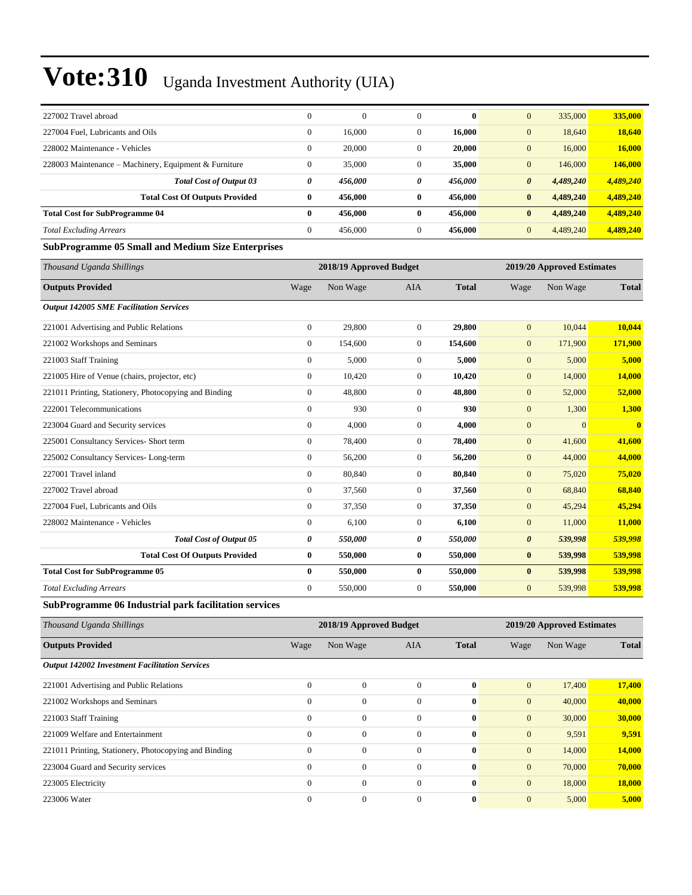# Vote:310 Uganda Investment Authority (UIA)

| | | | | | | | |
|---|---|---|---|---|---|---|---|
| 227002 Travel abroad | 0 | 0 | 0 | **0** | 0 | 335,000 | **335,000** |
| 227004 Fuel, Lubricants and Oils | 0 | 16,000 | 0 | **16,000** | 0 | 18,640 | **18,640** |
| 228002 Maintenance - Vehicles | 0 | 20,000 | 0 | **20,000** | 0 | 16,000 | **16,000** |
| 228003 Maintenance – Machinery, Equipment & Furniture | 0 | 35,000 | 0 | **35,000** | 0 | 146,000 | **146,000** |
| ***Total Cost of Output 03*** | ***0*** | ***456,000*** | ***0*** | ***456,000*** | ***0*** | ***4,489,240*** | ***4,489,240*** |
| **Total Cost Of Outputs Provided** | **0** | **456,000** | **0** | **456,000** | **0** | **4,489,240** | **4,489,240** |
| **Total Cost for SubProgramme 04** | **0** | **456,000** | **0** | **456,000** | **0** | **4,489,240** | **4,489,240** |
| *Total Excluding Arrears* | 0 | 456,000 | 0 | **456,000** | 0 | 4,489,240 | **4,489,240** |

**SubProgramme 05 Small and Medium Size Enterprises**

| *Thousand Uganda Shillings* | 2018/19 Approved Budget | | | | 2019/20 Approved Estimates | | |
|---|---|---|---|---|---|---|---|
| **Outputs Provided** | Wage | Non Wage | AIA | **Total** | Wage | Non Wage | **Total** |
| ***Output 142005 SME Facilitation Services*** | | | | | | | |
| 221001 Advertising and Public Relations | 0 | 29,800 | 0 | **29,800** | 0 | 10,044 | **10,044** |
| 221002 Workshops and Seminars | 0 | 154,600 | 0 | **154,600** | 0 | 171,900 | **171,900** |
| 221003 Staff Training | 0 | 5,000 | 0 | **5,000** | 0 | 5,000 | **5,000** |
| 221005 Hire of Venue (chairs, projector, etc) | 0 | 10,420 | 0 | **10,420** | 0 | 14,000 | **14,000** |
| 221011 Printing, Stationery, Photocopying and Binding | 0 | 48,800 | 0 | **48,800** | 0 | 52,000 | **52,000** |
| 222001 Telecommunications | 0 | 930 | 0 | **930** | 0 | 1,300 | **1,300** |
| 223004 Guard and Security services | 0 | 4,000 | 0 | **4,000** | 0 | 0 | **0** |
| 225001 Consultancy Services- Short term | 0 | 78,400 | 0 | **78,400** | 0 | 41,600 | **41,600** |
| 225002 Consultancy Services- Long-term | 0 | 56,200 | 0 | **56,200** | 0 | 44,000 | **44,000** |
| 227001 Travel inland | 0 | 80,840 | 0 | **80,840** | 0 | 75,020 | **75,020** |
| 227002 Travel abroad | 0 | 37,560 | 0 | **37,560** | 0 | 68,840 | **68,840** |
| 227004 Fuel, Lubricants and Oils | 0 | 37,350 | 0 | **37,350** | 0 | 45,294 | **45,294** |
| 228002 Maintenance - Vehicles | 0 | 6,100 | 0 | **6,100** | 0 | 11,000 | **11,000** |
| ***Total Cost of Output 05*** | ***0*** | ***550,000*** | ***0*** | ***550,000*** | ***0*** | ***539,998*** | ***539,998*** |
| **Total Cost Of Outputs Provided** | **0** | **550,000** | **0** | **550,000** | **0** | **539,998** | **539,998** |
| **Total Cost for SubProgramme 05** | **0** | **550,000** | **0** | **550,000** | **0** | **539,998** | **539,998** |
| *Total Excluding Arrears* | 0 | 550,000 | 0 | **550,000** | 0 | 539,998 | **539,998** |

**SubProgramme 06 Industrial park facilitation services**

| *Thousand Uganda Shillings* | 2018/19 Approved Budget | | | | 2019/20 Approved Estimates | | |
|---|---|---|---|---|---|---|---|
| **Outputs Provided** | Wage | Non Wage | AIA | **Total** | Wage | Non Wage | **Total** |
| ***Output 142002 Investment Facilitation Services*** | | | | | | | |
| 221001 Advertising and Public Relations | 0 | 0 | 0 | **0** | 0 | 17,400 | **17,400** |
| 221002 Workshops and Seminars | 0 | 0 | 0 | **0** | 0 | 40,000 | **40,000** |
| 221003 Staff Training | 0 | 0 | 0 | **0** | 0 | 30,000 | **30,000** |
| 221009 Welfare and Entertainment | 0 | 0 | 0 | **0** | 0 | 9,591 | **9,591** |
| 221011 Printing, Stationery, Photocopying and Binding | 0 | 0 | 0 | **0** | 0 | 14,000 | **14,000** |
| 223004 Guard and Security services | 0 | 0 | 0 | **0** | 0 | 70,000 | **70,000** |
| 223005 Electricity | 0 | 0 | 0 | **0** | 0 | 18,000 | **18,000** |
| 223006 Water | 0 | 0 | 0 | **0** | 0 | 5,000 | **5,000** |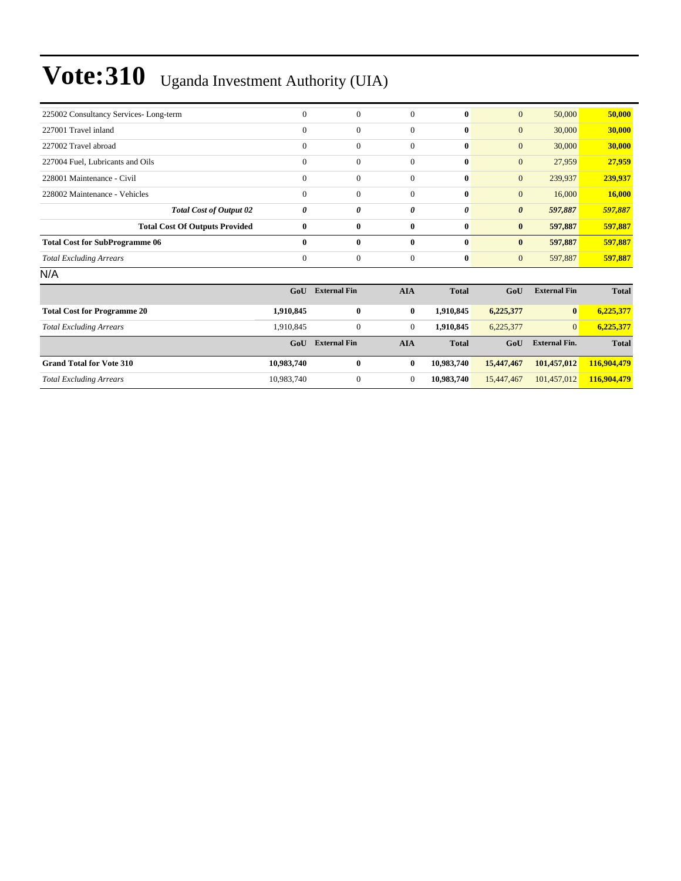# Vote:310 Uganda Investment Authority (UIA)

| | | | | | | | |
|---|---|---|---|---|---|---|---|
| 225002 Consultancy Services- Long-term | 0 | 0 | 0 | **0** | 0 | 50,000 | **50,000** |
| 227001 Travel inland | 0 | 0 | 0 | **0** | 0 | 30,000 | **30,000** |
| 227002 Travel abroad | 0 | 0 | 0 | **0** | 0 | 30,000 | **30,000** |
| 227004 Fuel, Lubricants and Oils | 0 | 0 | 0 | **0** | 0 | 27,959 | **27,959** |
| 228001 Maintenance - Civil | 0 | 0 | 0 | **0** | 0 | 239,937 | **239,937** |
| 228002 Maintenance - Vehicles | 0 | 0 | 0 | **0** | 0 | 16,000 | **16,000** |
| ***Total Cost of Output 02*** | ***0*** | ***0*** | ***0*** | ***0*** | ***0*** | ***597,887*** | ***597,887*** |
| **Total Cost Of Outputs Provided** | **0** | **0** | **0** | **0** | **0** | **597,887** | **597,887** |
| **Total Cost for SubProgramme 06** | **0** | **0** | **0** | **0** | **0** | **597,887** | **597,887** |
| *Total Excluding Arrears* | 0 | 0 | 0 | **0** | 0 | 597,887 | **597,887** |

N/A

| | GoU | External Fin | AIA | Total | GoU | External Fin | Total |
|---|---|---|---|---|---|---|---|
| **Total Cost for Programme 20** | **1,910,845** | **0** | **0** | **1,910,845** | **6,225,377** | **0** | **6,225,377** |
| *Total Excluding Arrears* | 1,910,845 | 0 | 0 | **1,910,845** | 6,225,377 | 0 | **6,225,377** |

| | GoU | External Fin | AIA | Total | GoU | External Fin. | Total |
|---|---|---|---|---|---|---|---|
| **Grand Total for Vote 310** | **10,983,740** | **0** | **0** | **10,983,740** | **15,447,467** | **101,457,012** | **116,904,479** |
| *Total Excluding Arrears* | 10,983,740 | 0 | 0 | **10,983,740** | 15,447,467 | 101,457,012 | **116,904,479** |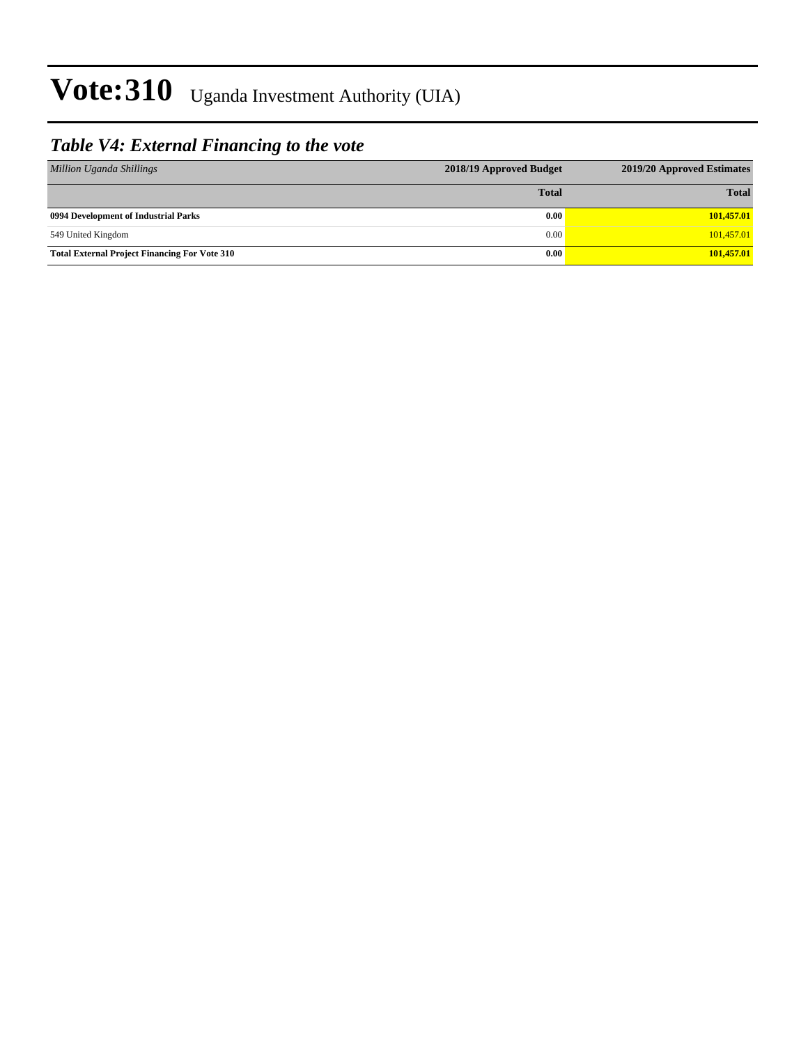# Vote:310 Uganda Investment Authority (UIA)

## *Table V4: External Financing to the vote*

| *Million Uganda Shillings* | 2018/19 Approved Budget | 2019/20 Approved Estimates |
|---|---|---|
| | **Total** | **Total** |
| **0994 Development of Industrial Parks** | **0.00** | **101,457.01** |
| 549 United Kingdom | 0.00 | 101,457.01 |
| **Total External Project Financing For Vote 310** | **0.00** | **101,457.01** |